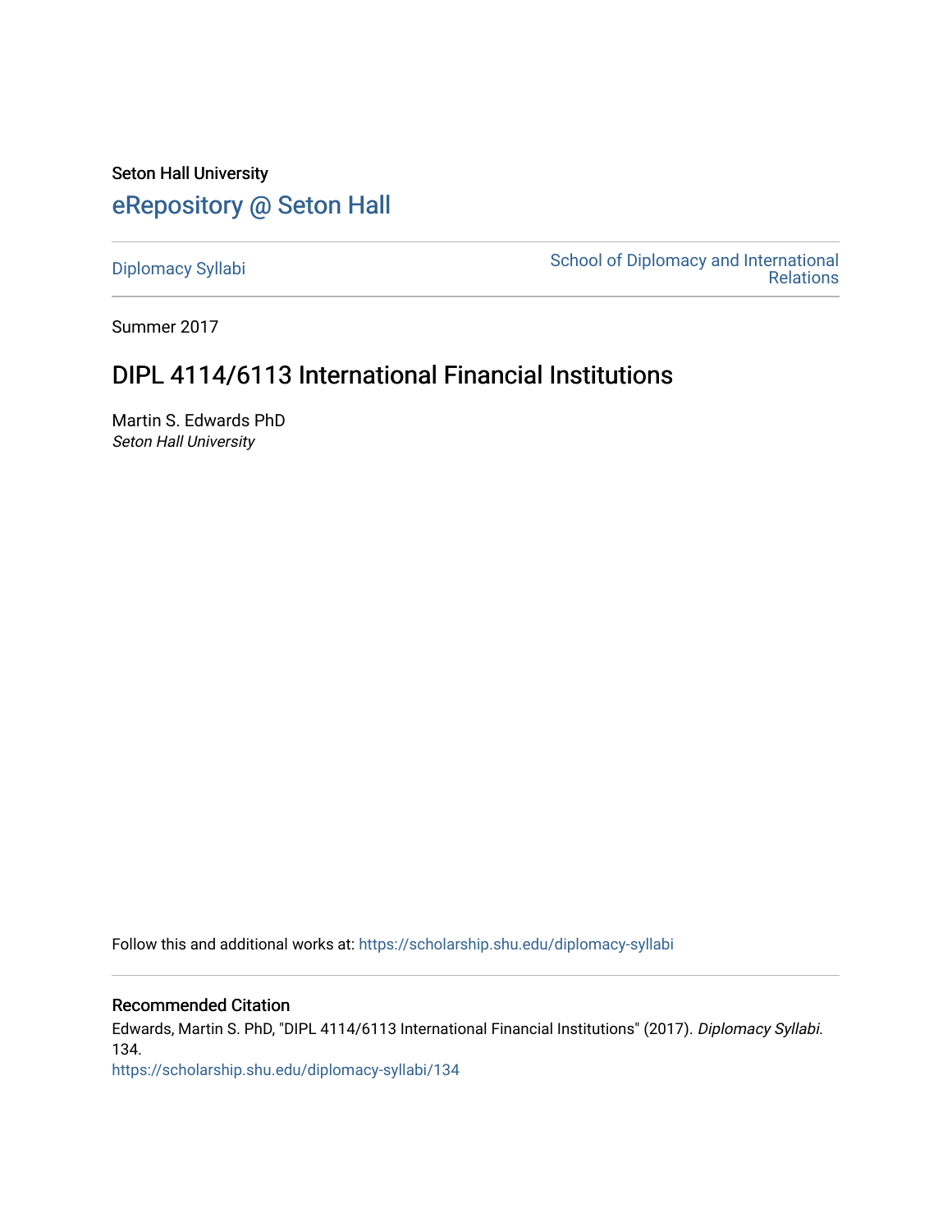Seton Hall University

# eRepository @ Seton Hall

Diplomacy Syllabi

School of Diplomacy and International Relations

Summer 2017

## DIPL 4114/6113 International Financial Institutions

Martin S. Edwards PhD
*Seton Hall University*

Follow this and additional works at: https://scholarship.shu.edu/diplomacy-syllabi

### Recommended Citation

Edwards, Martin S. PhD, "DIPL 4114/6113 International Financial Institutions" (2017). *Diplomacy Syllabi*. 134.
https://scholarship.shu.edu/diplomacy-syllabi/134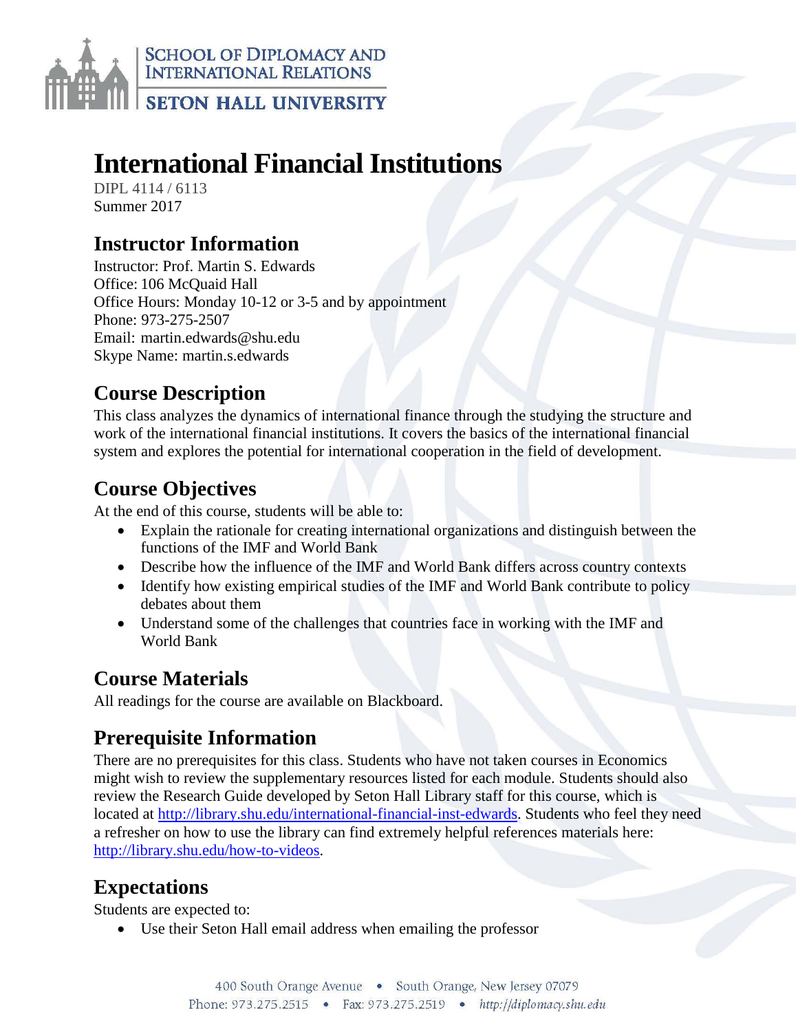# International Financial Institutions

DIPL 4114 / 6113
Summer 2017

## Instructor Information

Instructor: Prof. Martin S. Edwards
Office: 106 McQuaid Hall
Office Hours: Monday 10-12 or 3-5 and by appointment
Phone: 973-275-2507
Email: martin.edwards@shu.edu
Skype Name: martin.s.edwards

## Course Description

This class analyzes the dynamics of international finance through the studying the structure and work of the international financial institutions. It covers the basics of the international financial system and explores the potential for international cooperation in the field of development.

## Course Objectives

At the end of this course, students will be able to:

- Explain the rationale for creating international organizations and distinguish between the functions of the IMF and World Bank
- Describe how the influence of the IMF and World Bank differs across country contexts
- Identify how existing empirical studies of the IMF and World Bank contribute to policy debates about them
- Understand some of the challenges that countries face in working with the IMF and World Bank

## Course Materials

All readings for the course are available on Blackboard.

## Prerequisite Information

There are no prerequisites for this class. Students who have not taken courses in Economics might wish to review the supplementary resources listed for each module. Students should also review the Research Guide developed by Seton Hall Library staff for this course, which is located at http://library.shu.edu/international-financial-inst-edwards. Students who feel they need a refresher on how to use the library can find extremely helpful references materials here: http://library.shu.edu/how-to-videos.

## Expectations

Students are expected to:

- Use their Seton Hall email address when emailing the professor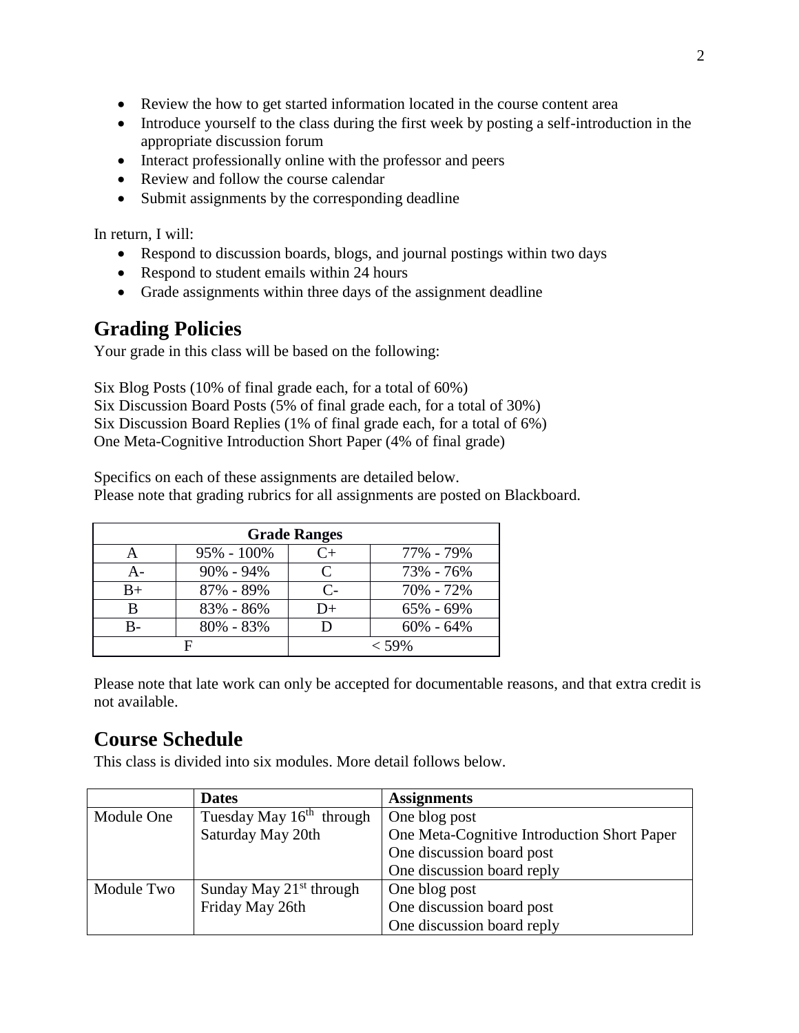- Review the how to get started information located in the course content area
- Introduce yourself to the class during the first week by posting a self-introduction in the appropriate discussion forum
- Interact professionally online with the professor and peers
- Review and follow the course calendar
- Submit assignments by the corresponding deadline

In return, I will:

- Respond to discussion boards, blogs, and journal postings within two days
- Respond to student emails within 24 hours
- Grade assignments within three days of the assignment deadline

## Grading Policies

Your grade in this class will be based on the following:

Six Blog Posts (10% of final grade each, for a total of 60%)
Six Discussion Board Posts (5% of final grade each, for a total of 30%)
Six Discussion Board Replies (1% of final grade each, for a total of 6%)
One Meta-Cognitive Introduction Short Paper (4% of final grade)

Specifics on each of these assignments are detailed below.
Please note that grading rubrics for all assignments are posted on Blackboard.

| Grade Ranges | | | |
|---|---|---|---|
| A | 95% - 100% | C+ | 77% - 79% |
| A- | 90% - 94% | C | 73% - 76% |
| B+ | 87% - 89% | C- | 70% - 72% |
| B | 83% - 86% | D+ | 65% - 69% |
| B- | 80% - 83% | D | 60% - 64% |
| F | | < 59% | |

Please note that late work can only be accepted for documentable reasons, and that extra credit is not available.

## Course Schedule

This class is divided into six modules. More detail follows below.

| | Dates | Assignments |
|---|---|---|
| Module One | Tuesday May 16th through Saturday May 20th | One blog post<br>One Meta-Cognitive Introduction Short Paper<br>One discussion board post<br>One discussion board reply |
| Module Two | Sunday May 21st through Friday May 26th | One blog post<br>One discussion board post<br>One discussion board reply |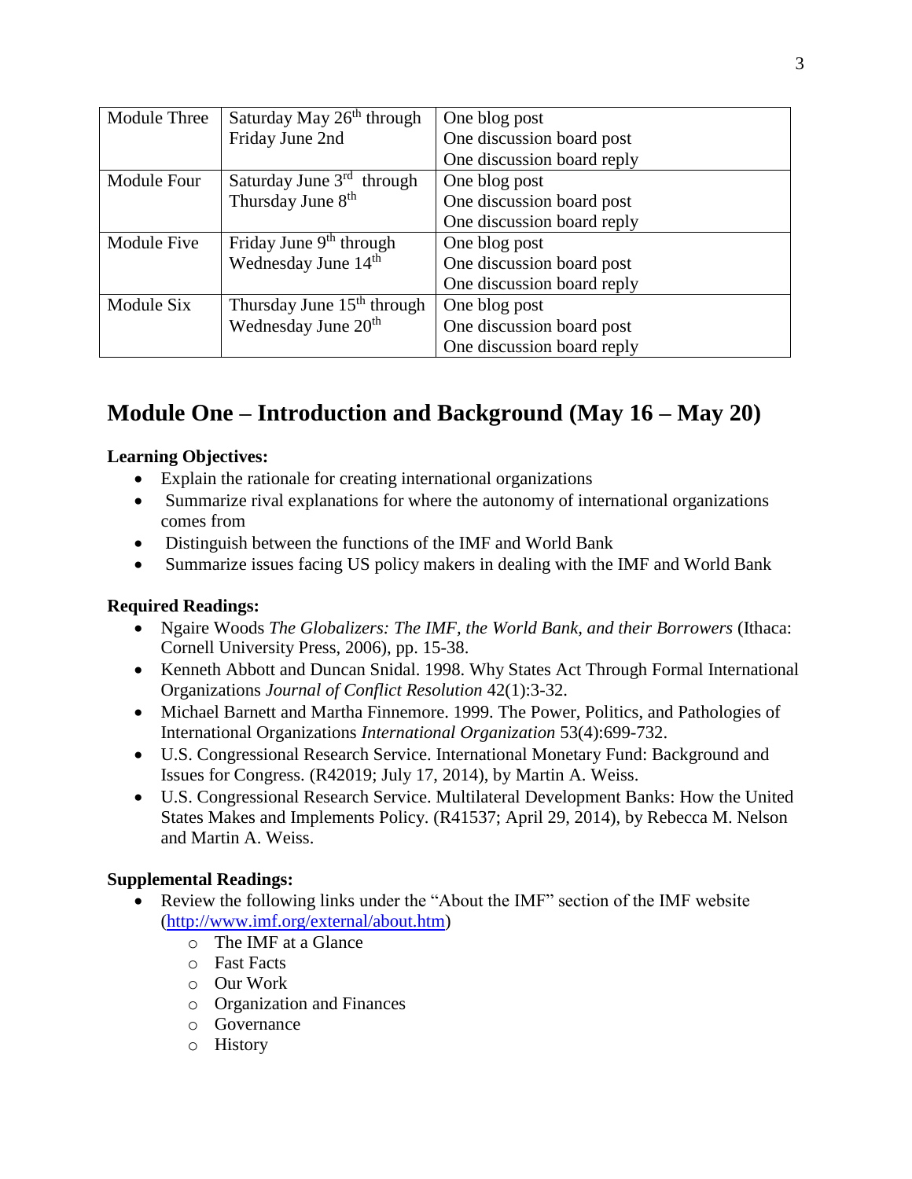| Module Three | Saturday May 26th through Friday June 2nd | One blog post<br>One discussion board post<br>One discussion board reply |
|---|---|---|
| Module Four | Saturday June 3rd through Thursday June 8th | One blog post<br>One discussion board post<br>One discussion board reply |
| Module Five | Friday June 9th through Wednesday June 14th | One blog post<br>One discussion board post<br>One discussion board reply |
| Module Six | Thursday June 15th through Wednesday June 20th | One blog post<br>One discussion board post<br>One discussion board reply |

## Module One – Introduction and Background (May 16 – May 20)

**Learning Objectives:**

- Explain the rationale for creating international organizations
- Summarize rival explanations for where the autonomy of international organizations comes from
- Distinguish between the functions of the IMF and World Bank
- Summarize issues facing US policy makers in dealing with the IMF and World Bank

**Required Readings:**

- Ngaire Woods *The Globalizers: The IMF, the World Bank, and their Borrowers* (Ithaca: Cornell University Press, 2006), pp. 15-38.
- Kenneth Abbott and Duncan Snidal. 1998. Why States Act Through Formal International Organizations *Journal of Conflict Resolution* 42(1):3-32.
- Michael Barnett and Martha Finnemore. 1999. The Power, Politics, and Pathologies of International Organizations *International Organization* 53(4):699-732.
- U.S. Congressional Research Service. International Monetary Fund: Background and Issues for Congress. (R42019; July 17, 2014), by Martin A. Weiss.
- U.S. Congressional Research Service. Multilateral Development Banks: How the United States Makes and Implements Policy. (R41537; April 29, 2014), by Rebecca M. Nelson and Martin A. Weiss.

**Supplemental Readings:**

- Review the following links under the "About the IMF" section of the IMF website (http://www.imf.org/external/about.htm)
    - The IMF at a Glance
    - Fast Facts
    - Our Work
    - Organization and Finances
    - Governance
    - History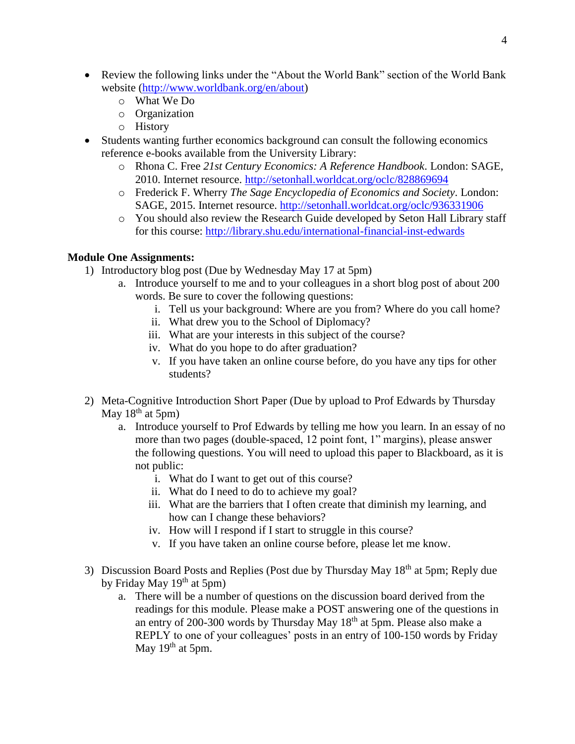- Review the following links under the "About the World Bank" section of the World Bank website (http://www.worldbank.org/en/about)
  - What We Do
  - Organization
  - History
- Students wanting further economics background can consult the following economics reference e-books available from the University Library:
  - Rhona C. Free *21st Century Economics: A Reference Handbook*. London: SAGE, 2010. Internet resource. http://setonhall.worldcat.org/oclc/828869694
  - Frederick F. Wherry *The Sage Encyclopedia of Economics and Society*. London: SAGE, 2015. Internet resource. http://setonhall.worldcat.org/oclc/936331906
  - You should also review the Research Guide developed by Seton Hall Library staff for this course: http://library.shu.edu/international-financial-inst-edwards

**Module One Assignments:**

1) Introductory blog post (Due by Wednesday May 17 at 5pm)
   a. Introduce yourself to me and to your colleagues in a short blog post of about 200 words. Be sure to cover the following questions:
      i. Tell us your background: Where are you from? Where do you call home?
      ii. What drew you to the School of Diplomacy?
      iii. What are your interests in this subject of the course?
      iv. What do you hope to do after graduation?
      v. If you have taken an online course before, do you have any tips for other students?

2) Meta-Cognitive Introduction Short Paper (Due by upload to Prof Edwards by Thursday May 18th at 5pm)
   a. Introduce yourself to Prof Edwards by telling me how you learn. In an essay of no more than two pages (double-spaced, 12 point font, 1" margins), please answer the following questions. You will need to upload this paper to Blackboard, as it is not public:
      i. What do I want to get out of this course?
      ii. What do I need to do to achieve my goal?
      iii. What are the barriers that I often create that diminish my learning, and how can I change these behaviors?
      iv. How will I respond if I start to struggle in this course?
      v. If you have taken an online course before, please let me know.

3) Discussion Board Posts and Replies (Post due by Thursday May 18th at 5pm; Reply due by Friday May 19th at 5pm)
   a. There will be a number of questions on the discussion board derived from the readings for this module. Please make a POST answering one of the questions in an entry of 200-300 words by Thursday May 18th at 5pm. Please also make a REPLY to one of your colleagues' posts in an entry of 100-150 words by Friday May 19th at 5pm.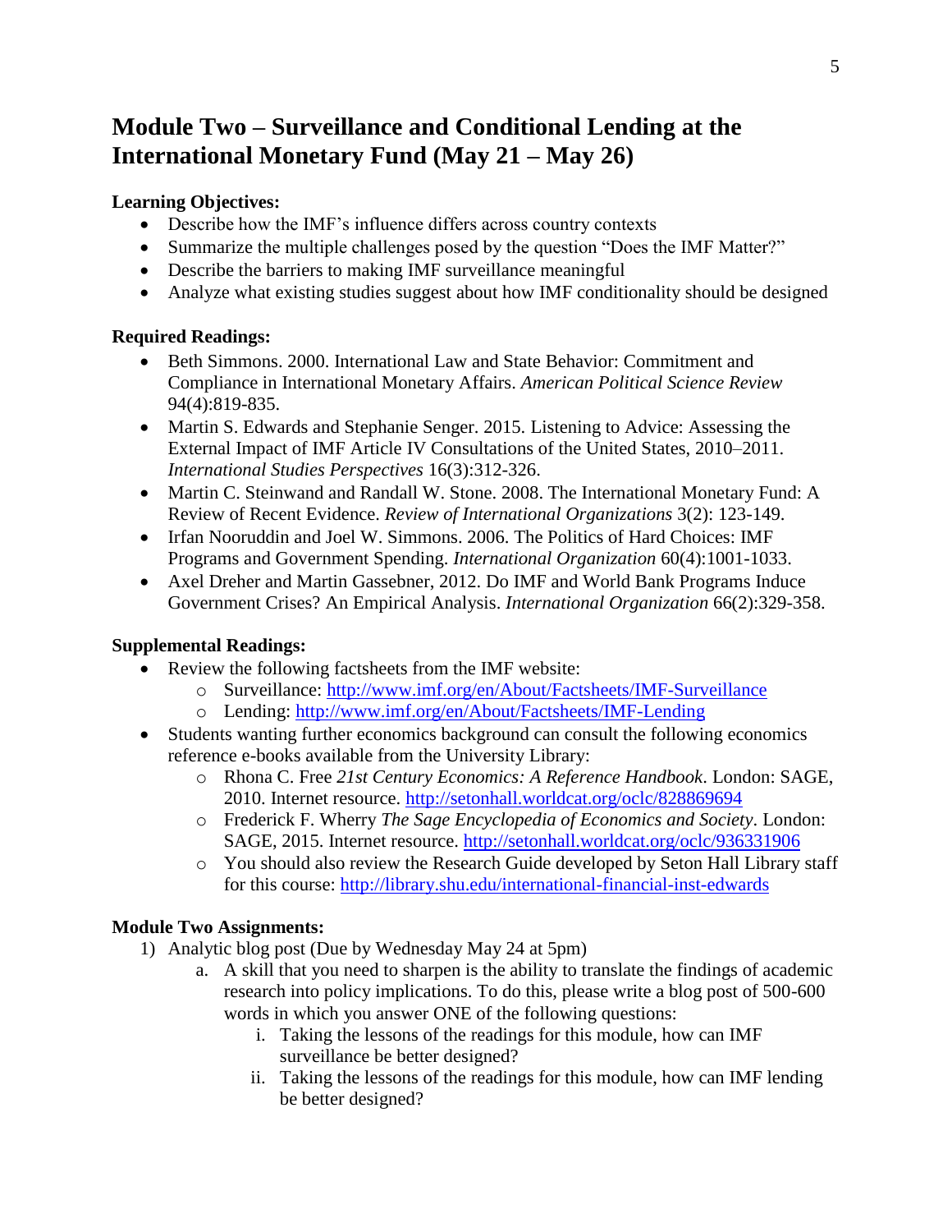# Module Two – Surveillance and Conditional Lending at the International Monetary Fund (May 21 – May 26)

**Learning Objectives:**

- Describe how the IMF's influence differs across country contexts
- Summarize the multiple challenges posed by the question "Does the IMF Matter?"
- Describe the barriers to making IMF surveillance meaningful
- Analyze what existing studies suggest about how IMF conditionality should be designed

**Required Readings:**

- Beth Simmons. 2000. International Law and State Behavior: Commitment and Compliance in International Monetary Affairs. *American Political Science Review* 94(4):819-835.
- Martin S. Edwards and Stephanie Senger. 2015. Listening to Advice: Assessing the External Impact of IMF Article IV Consultations of the United States, 2010–2011. *International Studies Perspectives* 16(3):312-326.
- Martin C. Steinwand and Randall W. Stone. 2008. The International Monetary Fund: A Review of Recent Evidence. *Review of International Organizations* 3(2): 123-149.
- Irfan Nooruddin and Joel W. Simmons. 2006. The Politics of Hard Choices: IMF Programs and Government Spending. *International Organization* 60(4):1001-1033.
- Axel Dreher and Martin Gassebner, 2012. Do IMF and World Bank Programs Induce Government Crises? An Empirical Analysis. *International Organization* 66(2):329-358.

**Supplemental Readings:**

- Review the following factsheets from the IMF website:
  - Surveillance: http://www.imf.org/en/About/Factsheets/IMF-Surveillance
  - Lending: http://www.imf.org/en/About/Factsheets/IMF-Lending
- Students wanting further economics background can consult the following economics reference e-books available from the University Library:
  - Rhona C. Free *21st Century Economics: A Reference Handbook*. London: SAGE, 2010. Internet resource. http://setonhall.worldcat.org/oclc/828869694
  - Frederick F. Wherry *The Sage Encyclopedia of Economics and Society*. London: SAGE, 2015. Internet resource. http://setonhall.worldcat.org/oclc/936331906
  - You should also review the Research Guide developed by Seton Hall Library staff for this course: http://library.shu.edu/international-financial-inst-edwards

**Module Two Assignments:**

1) Analytic blog post (Due by Wednesday May 24 at 5pm)
   a. A skill that you need to sharpen is the ability to translate the findings of academic research into policy implications. To do this, please write a blog post of 500-600 words in which you answer ONE of the following questions:
      i. Taking the lessons of the readings for this module, how can IMF surveillance be better designed?
      ii. Taking the lessons of the readings for this module, how can IMF lending be better designed?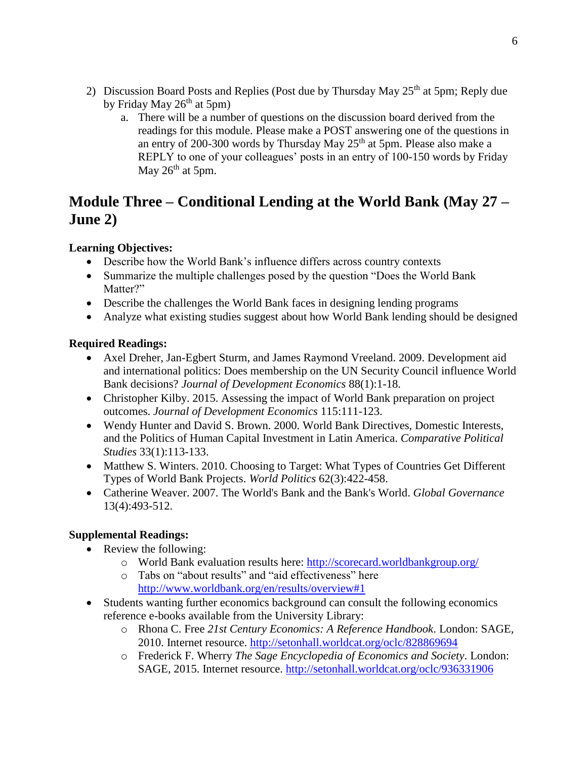2) Discussion Board Posts and Replies (Post due by Thursday May 25th at 5pm; Reply due by Friday May 26th at 5pm)
    a. There will be a number of questions on the discussion board derived from the readings for this module. Please make a POST answering one of the questions in an entry of 200-300 words by Thursday May 25th at 5pm. Please also make a REPLY to one of your colleagues' posts in an entry of 100-150 words by Friday May 26th at 5pm.

## Module Three – Conditional Lending at the World Bank (May 27 – June 2)

**Learning Objectives:**

- Describe how the World Bank's influence differs across country contexts
- Summarize the multiple challenges posed by the question "Does the World Bank Matter?"
- Describe the challenges the World Bank faces in designing lending programs
- Analyze what existing studies suggest about how World Bank lending should be designed

**Required Readings:**

- Axel Dreher, Jan-Egbert Sturm, and James Raymond Vreeland. 2009. Development aid and international politics: Does membership on the UN Security Council influence World Bank decisions? *Journal of Development Economics* 88(1):1-18.
- Christopher Kilby. 2015. Assessing the impact of World Bank preparation on project outcomes. *Journal of Development Economics* 115:111-123.
- Wendy Hunter and David S. Brown. 2000. World Bank Directives, Domestic Interests, and the Politics of Human Capital Investment in Latin America. *Comparative Political Studies* 33(1):113-133.
- Matthew S. Winters. 2010. Choosing to Target: What Types of Countries Get Different Types of World Bank Projects. *World Politics* 62(3):422-458.
- Catherine Weaver. 2007. The World's Bank and the Bank's World. *Global Governance* 13(4):493-512.

**Supplemental Readings:**

- Review the following:
    - World Bank evaluation results here: http://scorecard.worldbankgroup.org/
    - Tabs on "about results" and "aid effectiveness" here http://www.worldbank.org/en/results/overview#1
- Students wanting further economics background can consult the following economics reference e-books available from the University Library:
    - Rhona C. Free *21st Century Economics: A Reference Handbook*. London: SAGE, 2010. Internet resource. http://setonhall.worldcat.org/oclc/828869694
    - Frederick F. Wherry *The Sage Encyclopedia of Economics and Society*. London: SAGE, 2015. Internet resource. http://setonhall.worldcat.org/oclc/936331906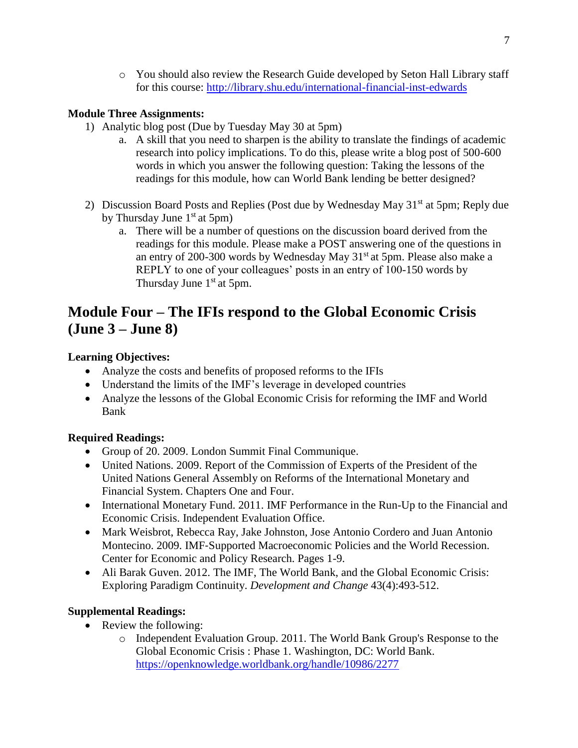- You should also review the Research Guide developed by Seton Hall Library staff for this course: [http://library.shu.edu/international-financial-inst-edwards](http://library.shu.edu/international-financial-inst-edwards)

**Module Three Assignments:**

1) Analytic blog post (Due by Tuesday May 30 at 5pm)
   a. A skill that you need to sharpen is the ability to translate the findings of academic research into policy implications. To do this, please write a blog post of 500-600 words in which you answer the following question: Taking the lessons of the readings for this module, how can World Bank lending be better designed?

2) Discussion Board Posts and Replies (Post due by Wednesday May 31st at 5pm; Reply due by Thursday June 1st at 5pm)
   a. There will be a number of questions on the discussion board derived from the readings for this module. Please make a POST answering one of the questions in an entry of 200-300 words by Wednesday May 31st at 5pm. Please also make a REPLY to one of your colleagues' posts in an entry of 100-150 words by Thursday June 1st at 5pm.

## Module Four – The IFIs respond to the Global Economic Crisis (June 3 – June 8)

**Learning Objectives:**

- Analyze the costs and benefits of proposed reforms to the IFIs
- Understand the limits of the IMF's leverage in developed countries
- Analyze the lessons of the Global Economic Crisis for reforming the IMF and World Bank

**Required Readings:**

- Group of 20. 2009. London Summit Final Communique.
- United Nations. 2009. Report of the Commission of Experts of the President of the United Nations General Assembly on Reforms of the International Monetary and Financial System. Chapters One and Four.
- International Monetary Fund. 2011. IMF Performance in the Run-Up to the Financial and Economic Crisis. Independent Evaluation Office.
- Mark Weisbrot, Rebecca Ray, Jake Johnston, Jose Antonio Cordero and Juan Antonio Montecino. 2009. IMF-Supported Macroeconomic Policies and the World Recession. Center for Economic and Policy Research. Pages 1-9.
- Ali Barak Guven. 2012. The IMF, The World Bank, and the Global Economic Crisis: Exploring Paradigm Continuity. *Development and Change* 43(4):493-512.

**Supplemental Readings:**

- Review the following:
  - Independent Evaluation Group. 2011. The World Bank Group's Response to the Global Economic Crisis : Phase 1. Washington, DC: World Bank. [https://openknowledge.worldbank.org/handle/10986/2277](https://openknowledge.worldbank.org/handle/10986/2277)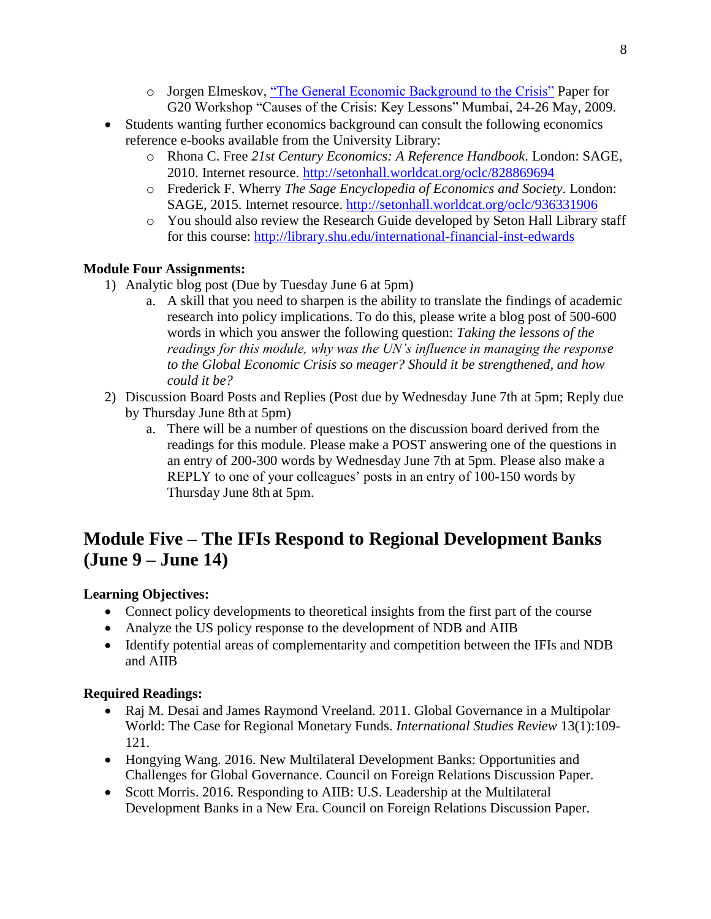- Jorgen Elmeskov, [“The General Economic Background to the Crisis”](#) Paper for G20 Workshop “Causes of the Crisis: Key Lessons” Mumbai, 24-26 May, 2009.
- Students wanting further economics background can consult the following economics reference e-books available from the University Library:
    - Rhona C. Free *21st Century Economics: A Reference Handbook*. London: SAGE, 2010. Internet resource. http://setonhall.worldcat.org/oclc/828869694
    - Frederick F. Wherry *The Sage Encyclopedia of Economics and Society*. London: SAGE, 2015. Internet resource. http://setonhall.worldcat.org/oclc/936331906
    - You should also review the Research Guide developed by Seton Hall Library staff for this course: http://library.shu.edu/international-financial-inst-edwards

**Module Four Assignments:**

1) Analytic blog post (Due by Tuesday June 6 at 5pm)
    a. A skill that you need to sharpen is the ability to translate the findings of academic research into policy implications. To do this, please write a blog post of 500-600 words in which you answer the following question: *Taking the lessons of the readings for this module, why was the UN’s influence in managing the response to the Global Economic Crisis so meager? Should it be strengthened, and how could it be?*
2) Discussion Board Posts and Replies (Post due by Wednesday June 7th at 5pm; Reply due by Thursday June 8th at 5pm)
    a. There will be a number of questions on the discussion board derived from the readings for this module. Please make a POST answering one of the questions in an entry of 200-300 words by Wednesday June 7th at 5pm. Please also make a REPLY to one of your colleagues’ posts in an entry of 100-150 words by Thursday June 8th at 5pm.

## Module Five – The IFIs Respond to Regional Development Banks (June 9 – June 14)

**Learning Objectives:**

- Connect policy developments to theoretical insights from the first part of the course
- Analyze the US policy response to the development of NDB and AIIB
- Identify potential areas of complementarity and competition between the IFIs and NDB and AIIB

**Required Readings:**

- Raj M. Desai and James Raymond Vreeland. 2011. Global Governance in a Multipolar World: The Case for Regional Monetary Funds. *International Studies Review* 13(1):109-121.
- Hongying Wang. 2016. New Multilateral Development Banks: Opportunities and Challenges for Global Governance. Council on Foreign Relations Discussion Paper.
- Scott Morris. 2016. Responding to AIIB: U.S. Leadership at the Multilateral Development Banks in a New Era. Council on Foreign Relations Discussion Paper.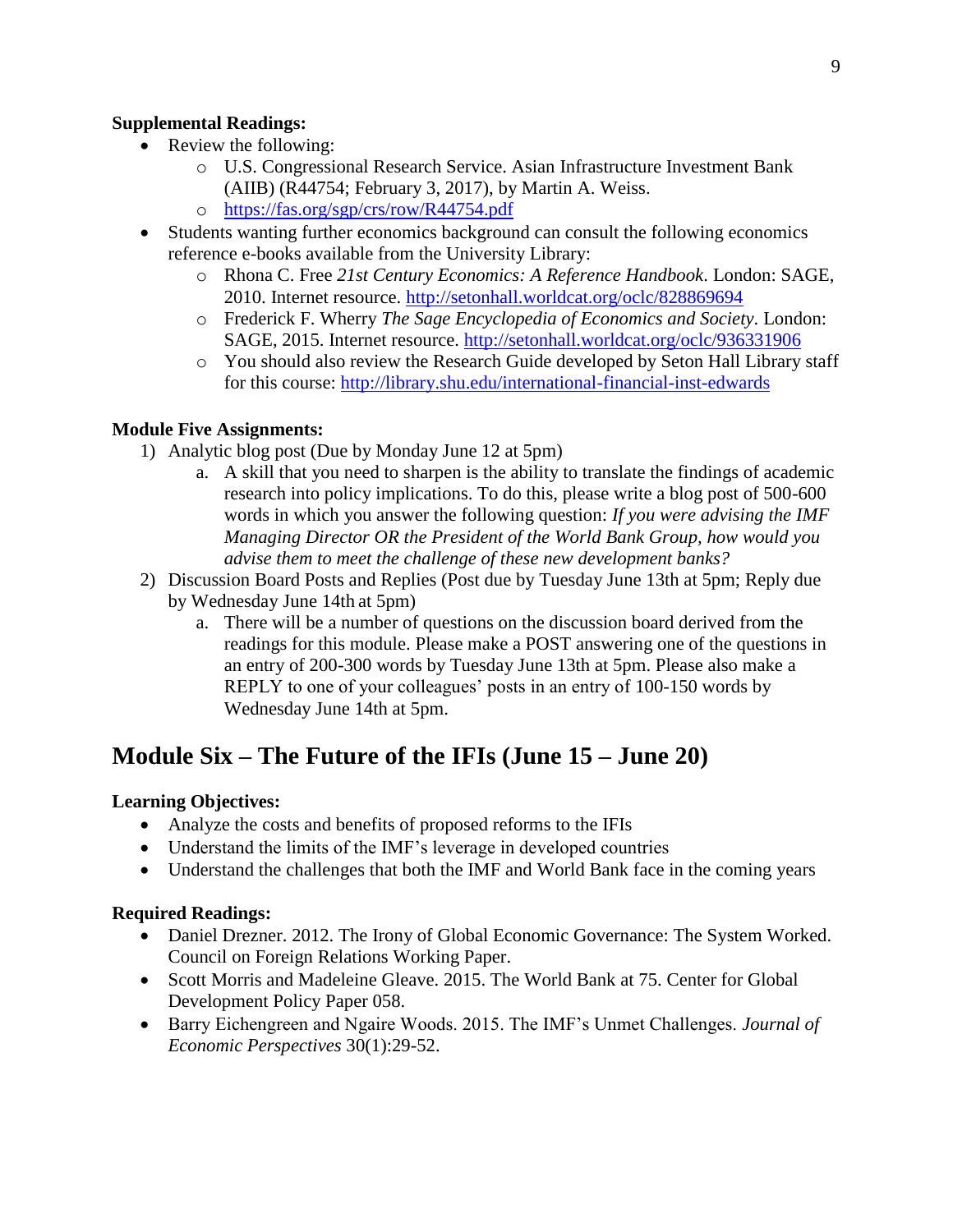**Supplemental Readings:**

- Review the following:
    - U.S. Congressional Research Service. Asian Infrastructure Investment Bank (AIIB) (R44754; February 3, 2017), by Martin A. Weiss.
    - https://fas.org/sgp/crs/row/R44754.pdf
- Students wanting further economics background can consult the following economics reference e-books available from the University Library:
    - Rhona C. Free *21st Century Economics: A Reference Handbook*. London: SAGE, 2010. Internet resource. http://setonhall.worldcat.org/oclc/828869694
    - Frederick F. Wherry *The Sage Encyclopedia of Economics and Society*. London: SAGE, 2015. Internet resource. http://setonhall.worldcat.org/oclc/936331906
    - You should also review the Research Guide developed by Seton Hall Library staff for this course: http://library.shu.edu/international-financial-inst-edwards

**Module Five Assignments:**

1) Analytic blog post (Due by Monday June 12 at 5pm)
    a. A skill that you need to sharpen is the ability to translate the findings of academic research into policy implications. To do this, please write a blog post of 500-600 words in which you answer the following question: *If you were advising the IMF Managing Director OR the President of the World Bank Group, how would you advise them to meet the challenge of these new development banks?*
2) Discussion Board Posts and Replies (Post due by Tuesday June 13th at 5pm; Reply due by Wednesday June 14th at 5pm)
    a. There will be a number of questions on the discussion board derived from the readings for this module. Please make a POST answering one of the questions in an entry of 200-300 words by Tuesday June 13th at 5pm. Please also make a REPLY to one of your colleagues' posts in an entry of 100-150 words by Wednesday June 14th at 5pm.

## Module Six – The Future of the IFIs (June 15 – June 20)

**Learning Objectives:**

- Analyze the costs and benefits of proposed reforms to the IFIs
- Understand the limits of the IMF's leverage in developed countries
- Understand the challenges that both the IMF and World Bank face in the coming years

**Required Readings:**

- Daniel Drezner. 2012. The Irony of Global Economic Governance: The System Worked. Council on Foreign Relations Working Paper.
- Scott Morris and Madeleine Gleave. 2015. The World Bank at 75. Center for Global Development Policy Paper 058.
- Barry Eichengreen and Ngaire Woods. 2015. The IMF's Unmet Challenges. *Journal of Economic Perspectives* 30(1):29-52.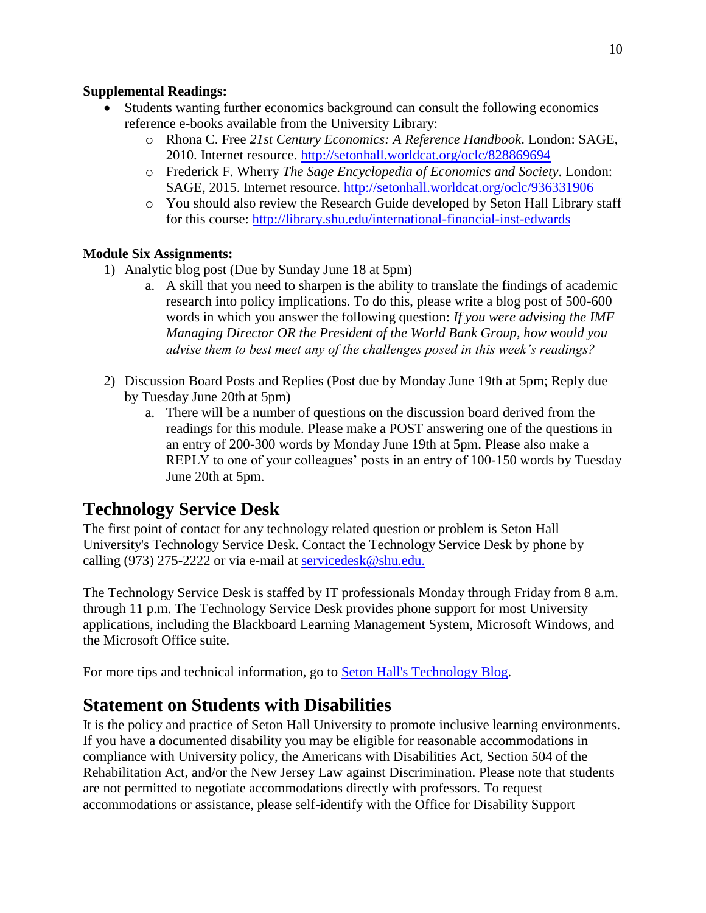**Supplemental Readings:**

- Students wanting further economics background can consult the following economics reference e-books available from the University Library:
    - Rhona C. Free *21st Century Economics: A Reference Handbook*. London: SAGE, 2010. Internet resource. http://setonhall.worldcat.org/oclc/828869694
    - Frederick F. Wherry *The Sage Encyclopedia of Economics and Society*. London: SAGE, 2015. Internet resource. http://setonhall.worldcat.org/oclc/936331906
    - You should also review the Research Guide developed by Seton Hall Library staff for this course: http://library.shu.edu/international-financial-inst-edwards

**Module Six Assignments:**

1) Analytic blog post (Due by Sunday June 18 at 5pm)
    a. A skill that you need to sharpen is the ability to translate the findings of academic research into policy implications. To do this, please write a blog post of 500-600 words in which you answer the following question: *If you were advising the IMF Managing Director OR the President of the World Bank Group, how would you advise them to best meet any of the challenges posed in this week's readings?*

2) Discussion Board Posts and Replies (Post due by Monday June 19th at 5pm; Reply due by Tuesday June 20th at 5pm)
    a. There will be a number of questions on the discussion board derived from the readings for this module. Please make a POST answering one of the questions in an entry of 200-300 words by Monday June 19th at 5pm. Please also make a REPLY to one of your colleagues' posts in an entry of 100-150 words by Tuesday June 20th at 5pm.

## Technology Service Desk

The first point of contact for any technology related question or problem is Seton Hall University's Technology Service Desk. Contact the Technology Service Desk by phone by calling (973) 275-2222 or via e-mail at servicedesk@shu.edu.

The Technology Service Desk is staffed by IT professionals Monday through Friday from 8 a.m. through 11 p.m. The Technology Service Desk provides phone support for most University applications, including the Blackboard Learning Management System, Microsoft Windows, and the Microsoft Office suite.

For more tips and technical information, go to Seton Hall's Technology Blog.

## Statement on Students with Disabilities

It is the policy and practice of Seton Hall University to promote inclusive learning environments. If you have a documented disability you may be eligible for reasonable accommodations in compliance with University policy, the Americans with Disabilities Act, Section 504 of the Rehabilitation Act, and/or the New Jersey Law against Discrimination. Please note that students are not permitted to negotiate accommodations directly with professors. To request accommodations or assistance, please self-identify with the Office for Disability Support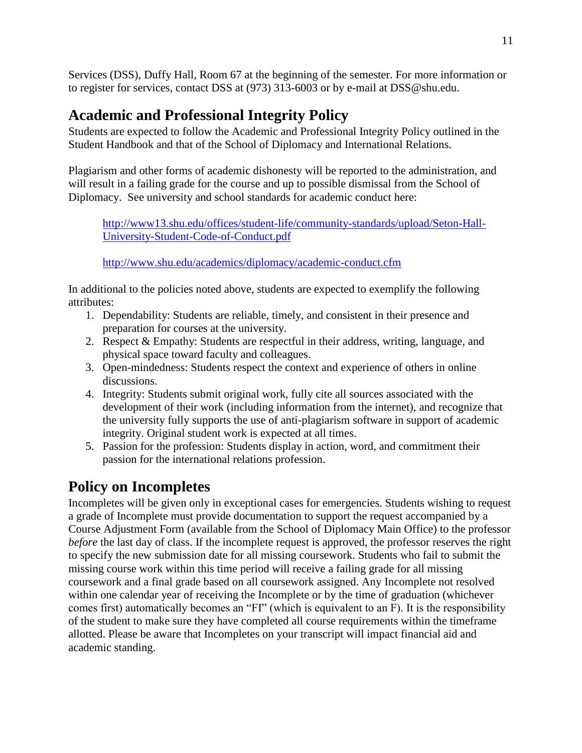Services (DSS), Duffy Hall, Room 67 at the beginning of the semester. For more information or to register for services, contact DSS at (973) 313-6003 or by e-mail at DSS@shu.edu.

## Academic and Professional Integrity Policy

Students are expected to follow the Academic and Professional Integrity Policy outlined in the Student Handbook and that of the School of Diplomacy and International Relations.

Plagiarism and other forms of academic dishonesty will be reported to the administration, and will result in a failing grade for the course and up to possible dismissal from the School of Diplomacy. See university and school standards for academic conduct here:

> http://www13.shu.edu/offices/student-life/community-standards/upload/Seton-Hall-University-Student-Code-of-Conduct.pdf
>
> http://www.shu.edu/academics/diplomacy/academic-conduct.cfm

In additional to the policies noted above, students are expected to exemplify the following attributes:

1. Dependability: Students are reliable, timely, and consistent in their presence and preparation for courses at the university.
2. Respect & Empathy: Students are respectful in their address, writing, language, and physical space toward faculty and colleagues.
3. Open-mindedness: Students respect the context and experience of others in online discussions.
4. Integrity: Students submit original work, fully cite all sources associated with the development of their work (including information from the internet), and recognize that the university fully supports the use of anti-plagiarism software in support of academic integrity. Original student work is expected at all times.
5. Passion for the profession: Students display in action, word, and commitment their passion for the international relations profession.

## Policy on Incompletes

Incompletes will be given only in exceptional cases for emergencies. Students wishing to request a grade of Incomplete must provide documentation to support the request accompanied by a Course Adjustment Form (available from the School of Diplomacy Main Office) to the professor *before* the last day of class. If the incomplete request is approved, the professor reserves the right to specify the new submission date for all missing coursework. Students who fail to submit the missing course work within this time period will receive a failing grade for all missing coursework and a final grade based on all coursework assigned. Any Incomplete not resolved within one calendar year of receiving the Incomplete or by the time of graduation (whichever comes first) automatically becomes an "FI" (which is equivalent to an F). It is the responsibility of the student to make sure they have completed all course requirements within the timeframe allotted. Please be aware that Incompletes on your transcript will impact financial aid and academic standing.